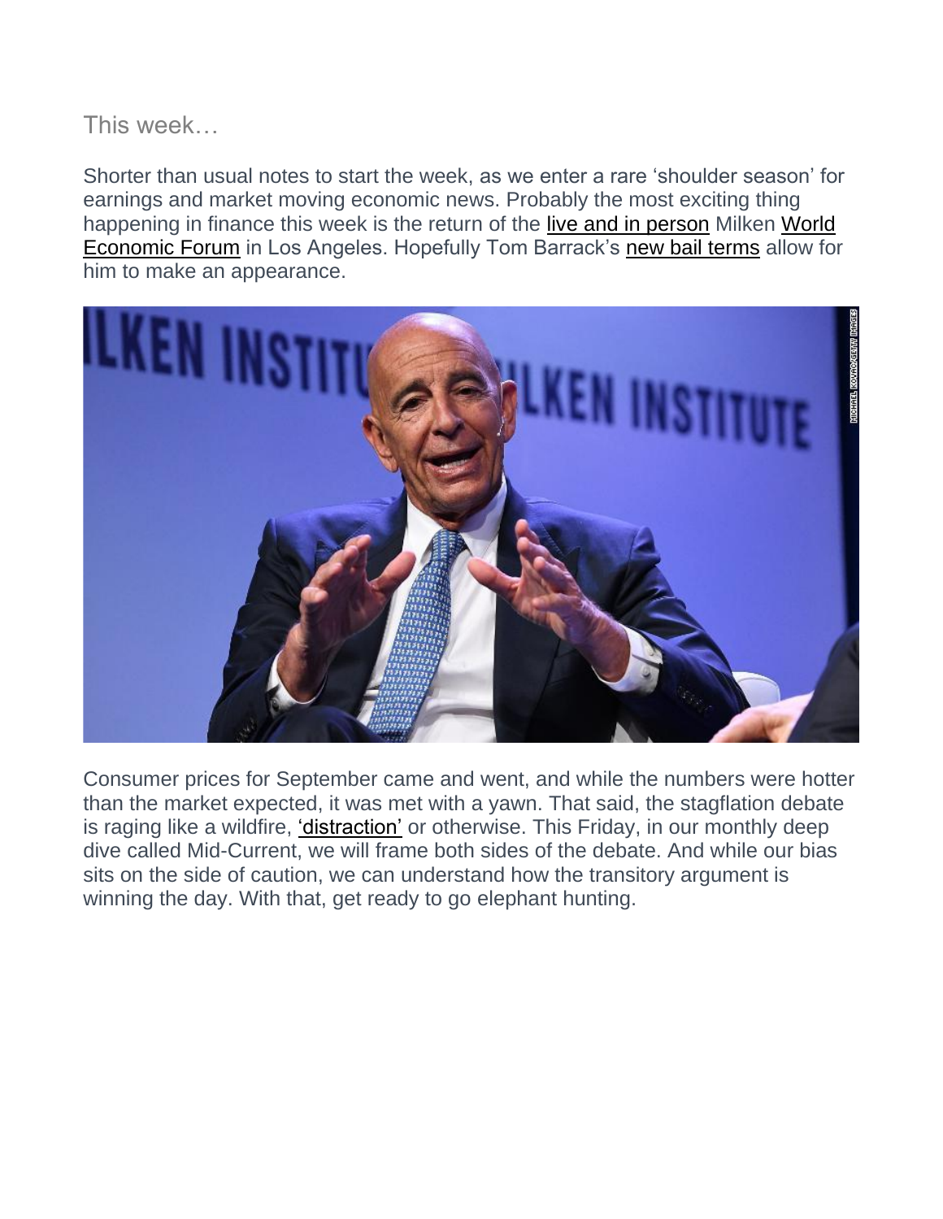## This week…

Shorter than usual notes to start the week, as we enter a rare 'shoulder season' for earnings and market moving economic news. Probably the most exciting thing happening in finance this week is the return of the live and in person Milken World Economic Forum in Los Angeles. Hopefully Tom Barrack's new bail terms allow for him to make an appearance.

Consumer prices for September came and went, and while the numbers were hotter than the market expected, it was met with a yawn. That said, the stagflation debate is raging like a wildfire, 'distraction' or otherwise. This Friday, in our monthly deep dive called Mid-Current, we will frame both sides of the debate. And while our bias sits on the side of caution, we can understand how the transitory argument is winning the day. With that, get ready to go elephant hunting.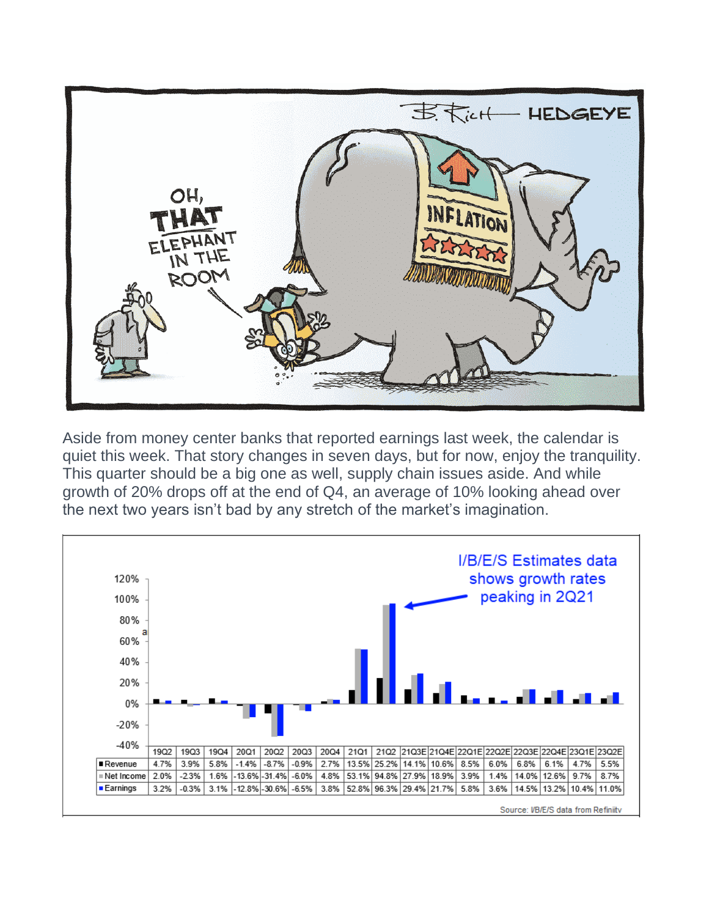Aside from money center banks that reported earnings last week, the calendar is quiet this week. That story changes in seven days, but for now, enjoy the tranquility. This quarter should be a big one as well, supply chain issues aside. And while growth of 20% drops off at the end of Q4, an average of 10% looking ahead over the next two years isn't bad by any stretch of the market's imagination.

I/B/E/S Estimates data shows growth rates peaking in 2Q21

| | 19Q2 | 19Q3 | 19Q4 | 20Q1 | 20Q2 | 20Q3 | 20Q4 | 21Q1 | 21Q2 | 21Q3E | 21Q4E | 22Q1E | 22Q2E | 22Q3E | 22Q4E | 23Q1E | 23Q2E |
|---|---|---|---|---|---|---|---|---|---|---|---|---|---|---|---|---|---|
| Revenue | 4.7% | 3.9% | 5.8% | -1.4% | -8.7% | -0.9% | 2.7% | 13.5% | 25.2% | 14.1% | 10.6% | 8.5% | 6.0% | 6.8% | 6.1% | 4.7% | 5.5% |
| Net Income | 2.0% | -2.3% | 1.6% | -13.6% | -31.4% | -6.0% | 4.8% | 53.1% | 94.8% | 27.9% | 18.9% | 3.9% | 1.4% | 14.0% | 12.6% | 9.7% | 8.7% |
| Earnings | 3.2% | -0.3% | 3.1% | -12.8% | -30.6% | -6.5% | 3.8% | 52.8% | 96.3% | 29.4% | 21.7% | 5.8% | 3.6% | 14.5% | 13.2% | 10.4% | 11.0% |

Source: I/B/E/S data from Refinitiv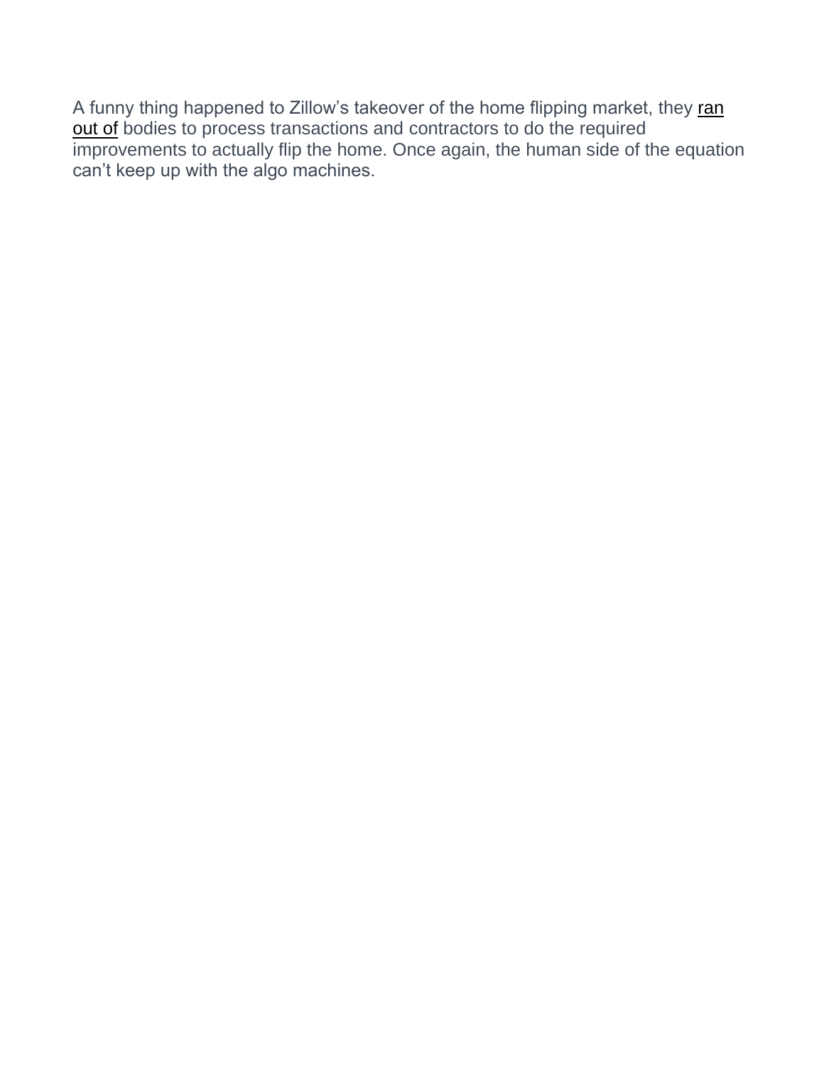A funny thing happened to Zillow's takeover of the home flipping market, they ran out of bodies to process transactions and contractors to do the required improvements to actually flip the home. Once again, the human side of the equation can't keep up with the algo machines.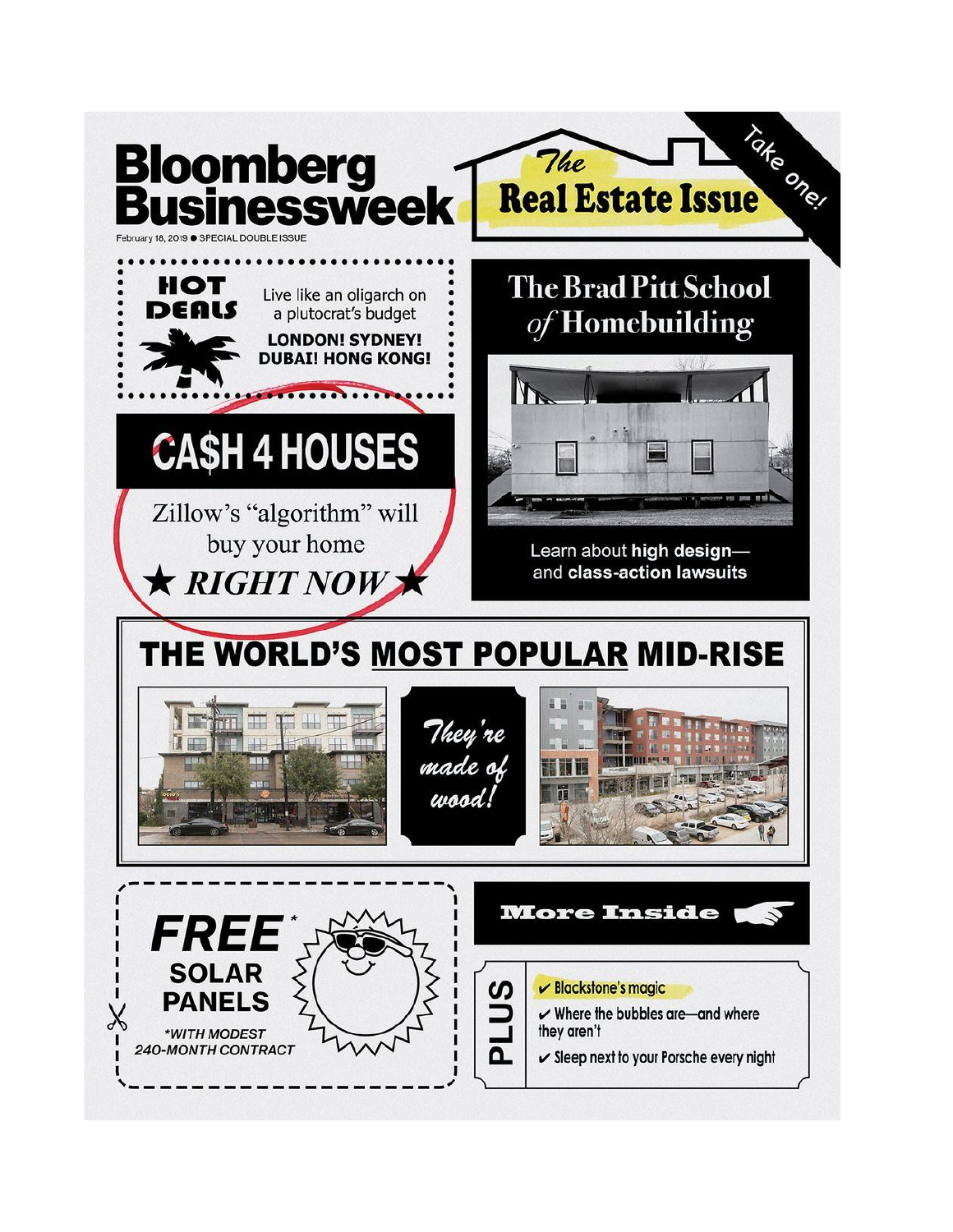# Bloomberg Businessweek

February 18, 2019 ● SPECIAL DOUBLE ISSUE

## *The* Real Estate Issue

Take one!

**HOT DEALS**

Live like an oligarch on a plutocrat's budget

**LONDON! SYDNEY! DUBAI! HONG KONG!**

## CA$H 4 HOUSES

Zillow's "algorithm" will buy your home

★ *RIGHT NOW* ★

## The Brad Pitt School *of* Homebuilding

Learn about **high design**—and **class-action lawsuits**

## THE WORLD'S MOST POPULAR MID-RISE

*They're made of wood!*

**FREE*** **SOLAR PANELS**

**\*WITH MODEST 240-MONTH CONTRACT*

**More Inside**

**PLUS**

- ✔ Blackstone's magic
- ✔ Where the bubbles are—and where they aren't
- ✔ Sleep next to your Porsche every night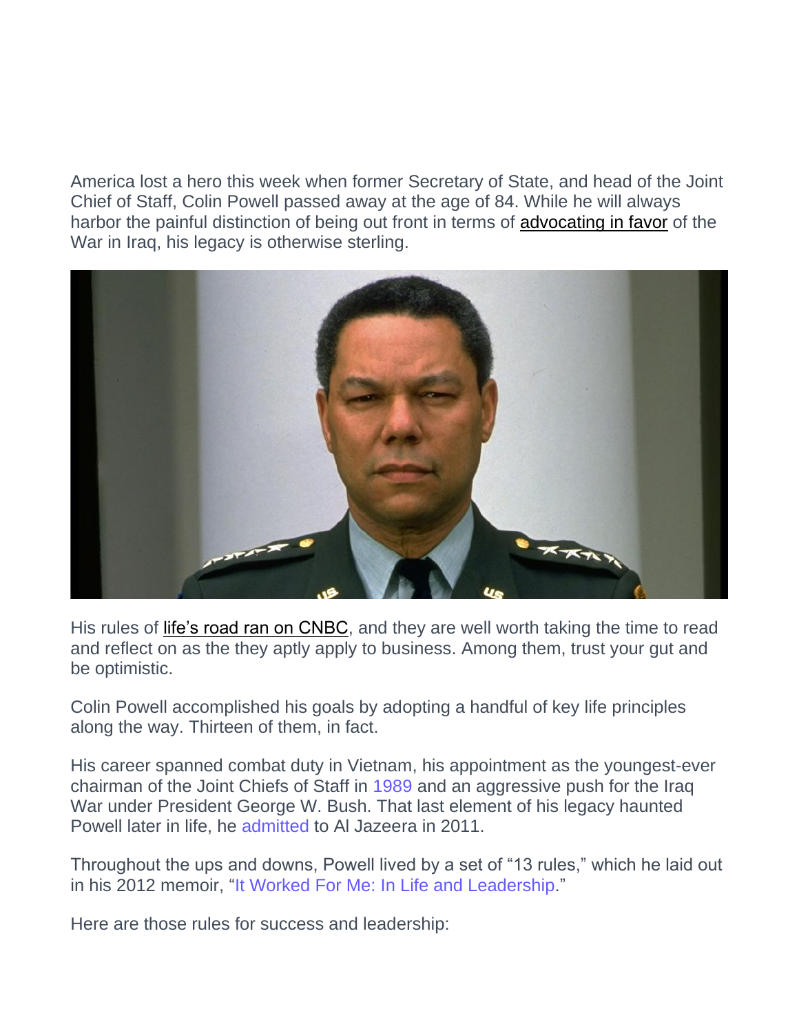America lost a hero this week when former Secretary of State, and head of the Joint Chief of Staff, Colin Powell passed away at the age of 84. While he will always harbor the painful distinction of being out front in terms of advocating in favor of the War in Iraq, his legacy is otherwise sterling.

His rules of life's road ran on CNBC, and they are well worth taking the time to read and reflect on as the they aptly apply to business. Among them, trust your gut and be optimistic.

Colin Powell accomplished his goals by adopting a handful of key life principles along the way. Thirteen of them, in fact.

His career spanned combat duty in Vietnam, his appointment as the youngest-ever chairman of the Joint Chiefs of Staff in 1989 and an aggressive push for the Iraq War under President George W. Bush. That last element of his legacy haunted Powell later in life, he admitted to Al Jazeera in 2011.

Throughout the ups and downs, Powell lived by a set of "13 rules," which he laid out in his 2012 memoir, "It Worked For Me: In Life and Leadership."

Here are those rules for success and leadership: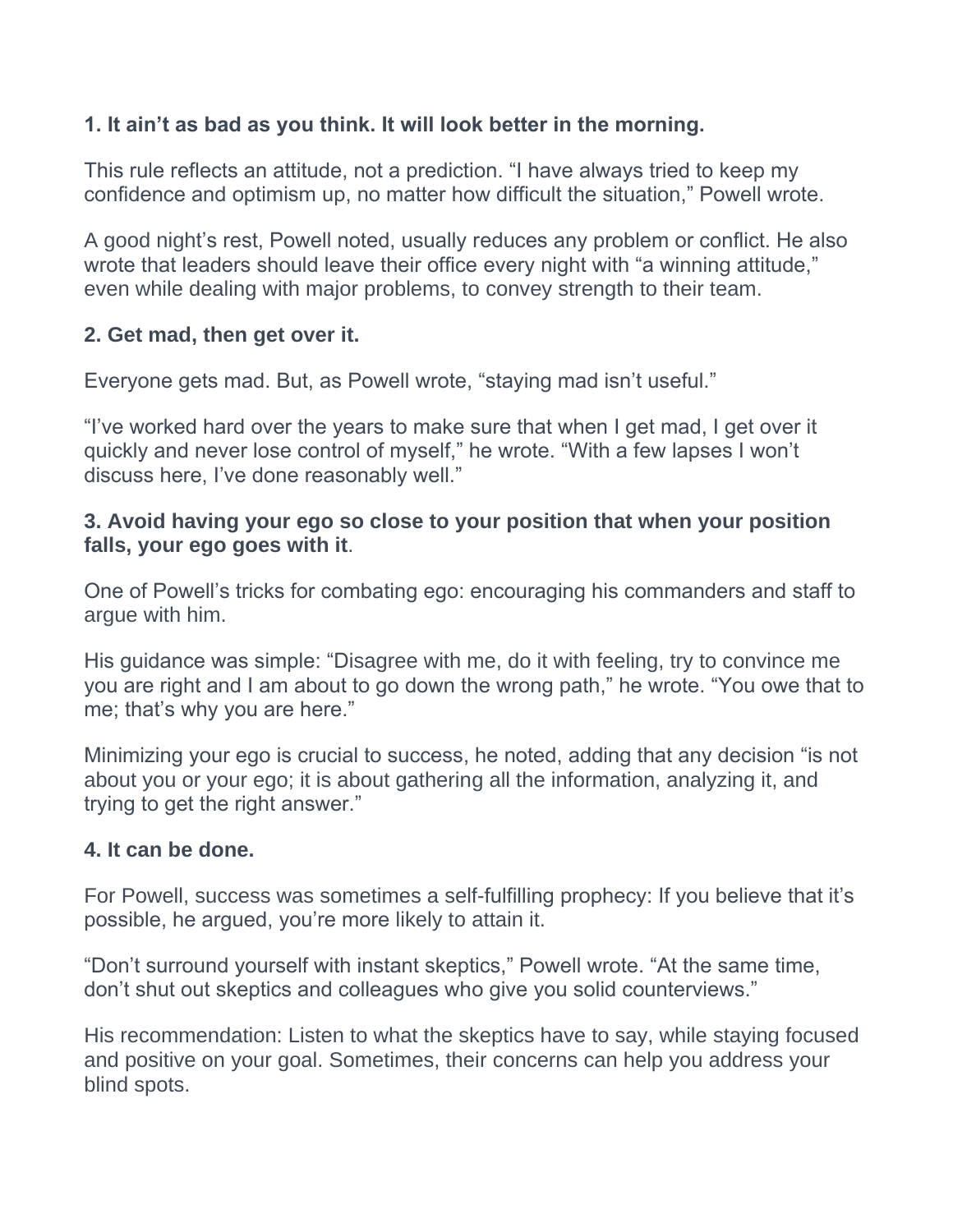**1. It ain't as bad as you think. It will look better in the morning.**

This rule reflects an attitude, not a prediction. "I have always tried to keep my confidence and optimism up, no matter how difficult the situation," Powell wrote.

A good night's rest, Powell noted, usually reduces any problem or conflict. He also wrote that leaders should leave their office every night with "a winning attitude," even while dealing with major problems, to convey strength to their team.

**2. Get mad, then get over it.**

Everyone gets mad. But, as Powell wrote, "staying mad isn't useful."

"I've worked hard over the years to make sure that when I get mad, I get over it quickly and never lose control of myself," he wrote. "With a few lapses I won't discuss here, I've done reasonably well."

**3. Avoid having your ego so close to your position that when your position falls, your ego goes with it**.

One of Powell's tricks for combating ego: encouraging his commanders and staff to argue with him.

His guidance was simple: "Disagree with me, do it with feeling, try to convince me you are right and I am about to go down the wrong path," he wrote. "You owe that to me; that's why you are here."

Minimizing your ego is crucial to success, he noted, adding that any decision "is not about you or your ego; it is about gathering all the information, analyzing it, and trying to get the right answer."

**4. It can be done.**

For Powell, success was sometimes a self-fulfilling prophecy: If you believe that it's possible, he argued, you're more likely to attain it.

"Don't surround yourself with instant skeptics," Powell wrote. "At the same time, don't shut out skeptics and colleagues who give you solid counterviews."

His recommendation: Listen to what the skeptics have to say, while staying focused and positive on your goal. Sometimes, their concerns can help you address your blind spots.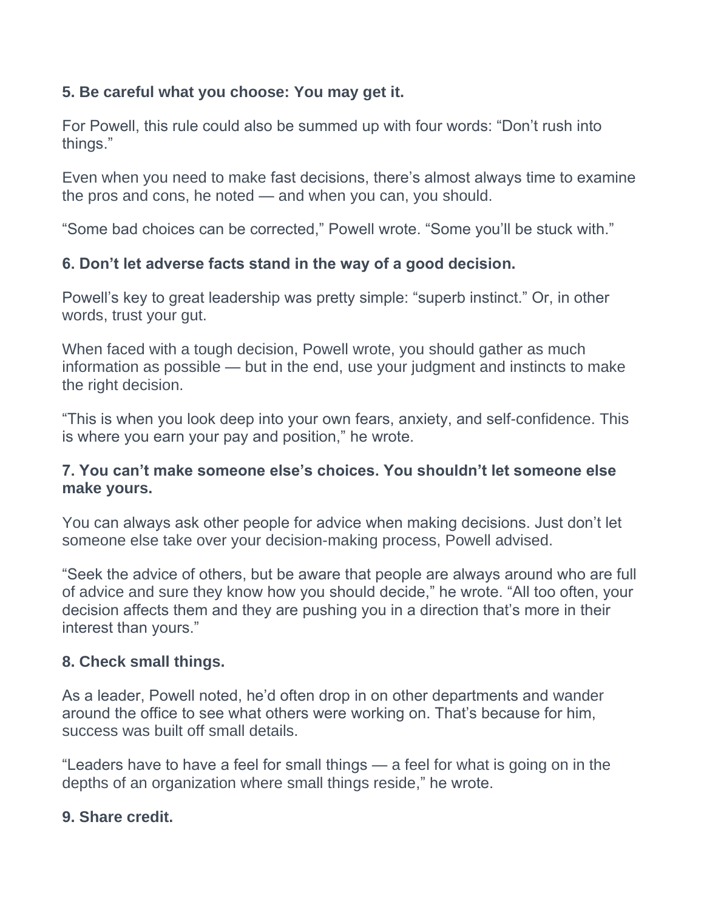**5. Be careful what you choose: You may get it.**

For Powell, this rule could also be summed up with four words: “Don’t rush into things.”

Even when you need to make fast decisions, there’s almost always time to examine the pros and cons, he noted — and when you can, you should.

“Some bad choices can be corrected,” Powell wrote. “Some you’ll be stuck with.”

**6. Don’t let adverse facts stand in the way of a good decision.**

Powell’s key to great leadership was pretty simple: “superb instinct.” Or, in other words, trust your gut.

When faced with a tough decision, Powell wrote, you should gather as much information as possible — but in the end, use your judgment and instincts to make the right decision.

“This is when you look deep into your own fears, anxiety, and self-confidence. This is where you earn your pay and position,” he wrote.

**7. You can’t make someone else’s choices. You shouldn’t let someone else make yours.**

You can always ask other people for advice when making decisions. Just don’t let someone else take over your decision-making process, Powell advised.

“Seek the advice of others, but be aware that people are always around who are full of advice and sure they know how you should decide,” he wrote. “All too often, your decision affects them and they are pushing you in a direction that’s more in their interest than yours.”

**8. Check small things.**

As a leader, Powell noted, he’d often drop in on other departments and wander around the office to see what others were working on. That’s because for him, success was built off small details.

“Leaders have to have a feel for small things — a feel for what is going on in the depths of an organization where small things reside,” he wrote.

**9. Share credit.**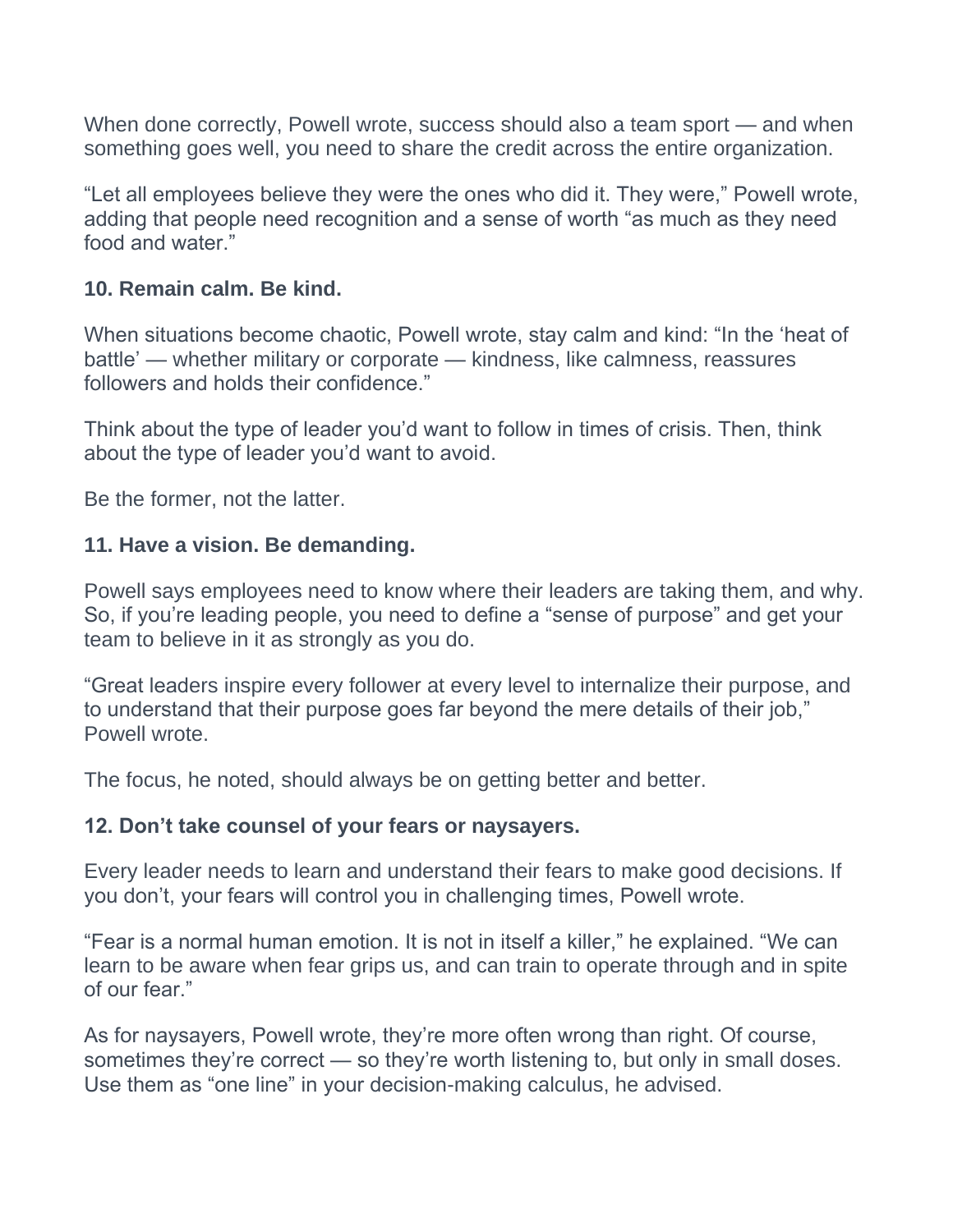When done correctly, Powell wrote, success should also a team sport — and when something goes well, you need to share the credit across the entire organization.

"Let all employees believe they were the ones who did it. They were," Powell wrote, adding that people need recognition and a sense of worth "as much as they need food and water."

**10. Remain calm. Be kind.**

When situations become chaotic, Powell wrote, stay calm and kind: "In the 'heat of battle' — whether military or corporate — kindness, like calmness, reassures followers and holds their confidence."

Think about the type of leader you'd want to follow in times of crisis. Then, think about the type of leader you'd want to avoid.

Be the former, not the latter.

**11. Have a vision. Be demanding.**

Powell says employees need to know where their leaders are taking them, and why. So, if you're leading people, you need to define a "sense of purpose" and get your team to believe in it as strongly as you do.

"Great leaders inspire every follower at every level to internalize their purpose, and to understand that their purpose goes far beyond the mere details of their job," Powell wrote.

The focus, he noted, should always be on getting better and better.

**12. Don't take counsel of your fears or naysayers.**

Every leader needs to learn and understand their fears to make good decisions. If you don't, your fears will control you in challenging times, Powell wrote.

"Fear is a normal human emotion. It is not in itself a killer," he explained. "We can learn to be aware when fear grips us, and can train to operate through and in spite of our fear."

As for naysayers, Powell wrote, they're more often wrong than right. Of course, sometimes they're correct — so they're worth listening to, but only in small doses. Use them as "one line" in your decision-making calculus, he advised.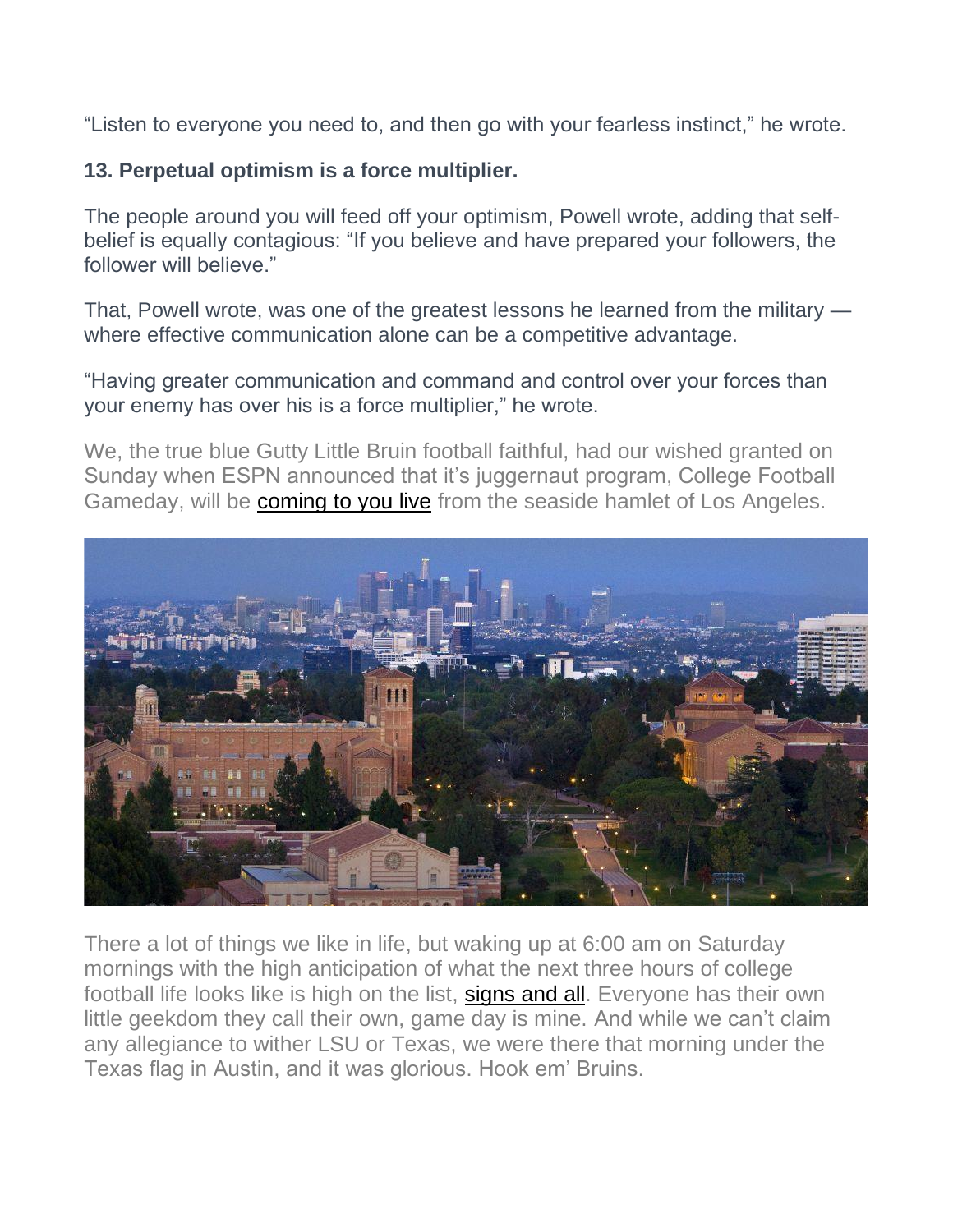"Listen to everyone you need to, and then go with your fearless instinct," he wrote.

**13. Perpetual optimism is a force multiplier.**

The people around you will feed off your optimism, Powell wrote, adding that self-belief is equally contagious: "If you believe and have prepared your followers, the follower will believe."

That, Powell wrote, was one of the greatest lessons he learned from the military — where effective communication alone can be a competitive advantage.

"Having greater communication and command and control over your forces than your enemy has over his is a force multiplier," he wrote.

We, the true blue Gutty Little Bruin football faithful, had our wished granted on Sunday when ESPN announced that it's juggernaut program, College Football Gameday, will be coming to you live from the seaside hamlet of Los Angeles.

There a lot of things we like in life, but waking up at 6:00 am on Saturday mornings with the high anticipation of what the next three hours of college football life looks like is high on the list, signs and all. Everyone has their own little geekdom they call their own, game day is mine. And while we can't claim any allegiance to wither LSU or Texas, we were there that morning under the Texas flag in Austin, and it was glorious. Hook em' Bruins.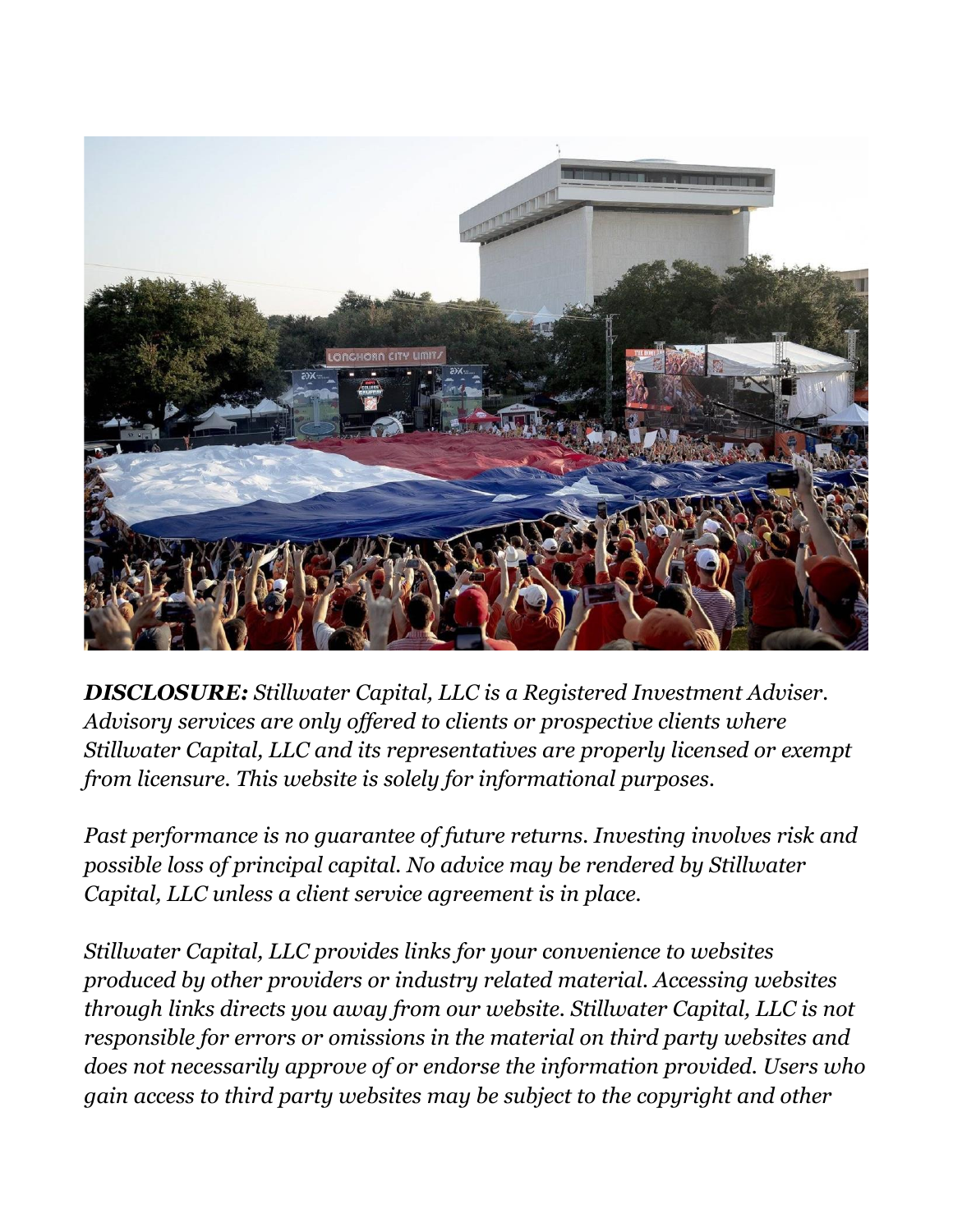***DISCLOSURE:*** *Stillwater Capital, LLC is a Registered Investment Adviser. Advisory services are only offered to clients or prospective clients where Stillwater Capital, LLC and its representatives are properly licensed or exempt from licensure. This website is solely for informational purposes.*

*Past performance is no guarantee of future returns. Investing involves risk and possible loss of principal capital. No advice may be rendered by Stillwater Capital, LLC unless a client service agreement is in place.*

*Stillwater Capital, LLC provides links for your convenience to websites produced by other providers or industry related material. Accessing websites through links directs you away from our website. Stillwater Capital, LLC is not responsible for errors or omissions in the material on third party websites and does not necessarily approve of or endorse the information provided. Users who gain access to third party websites may be subject to the copyright and other*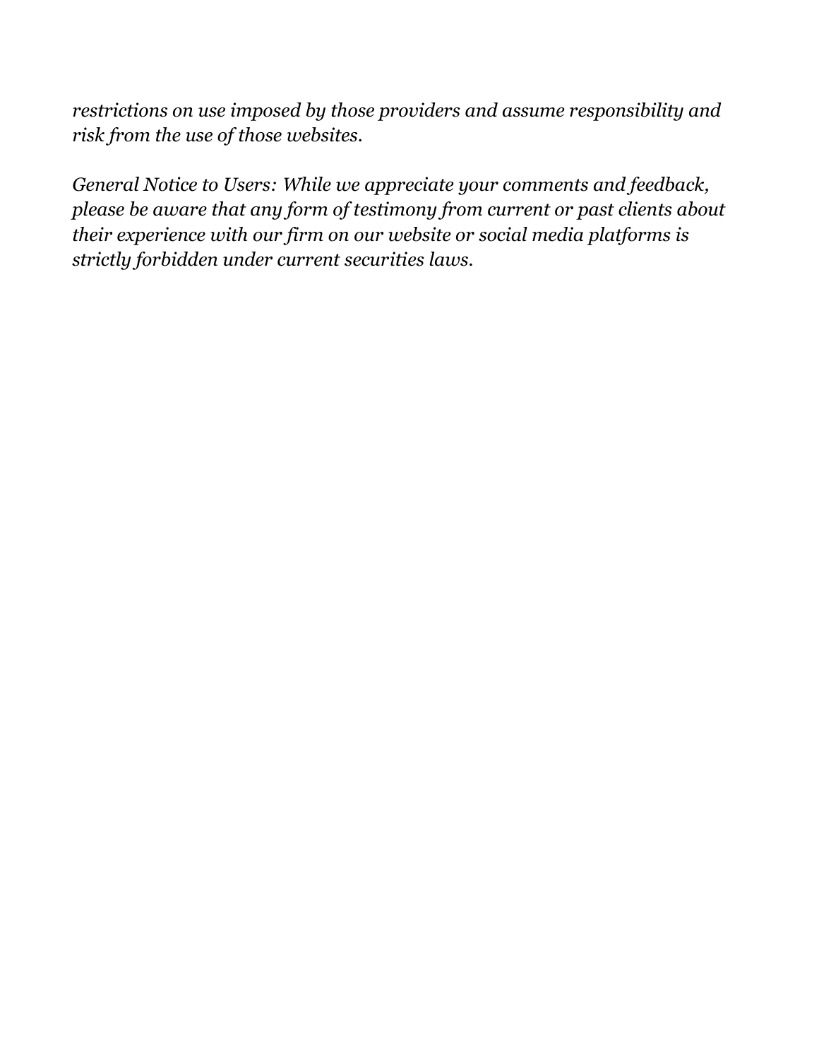*restrictions on use imposed by those providers and assume responsibility and risk from the use of those websites.*

*General Notice to Users: While we appreciate your comments and feedback, please be aware that any form of testimony from current or past clients about their experience with our firm on our website or social media platforms is strictly forbidden under current securities laws.*